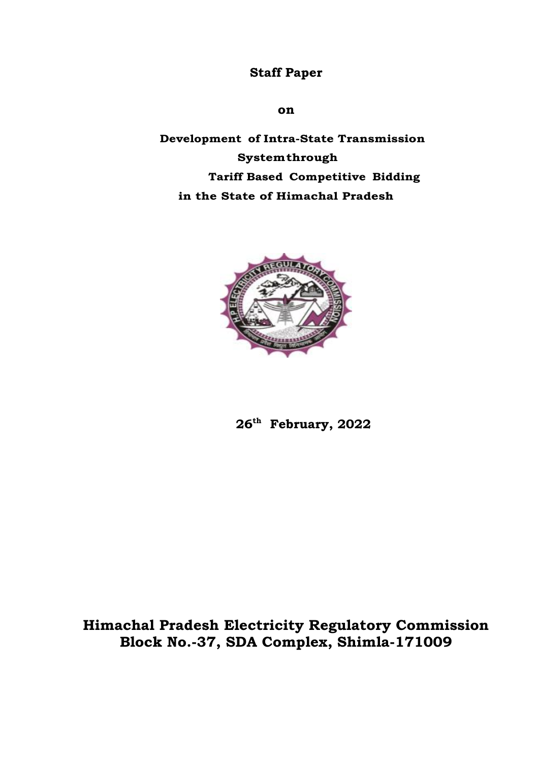**Staff Paper**

**on**

**Development of Intra-State Transmission System through Tariff Based Competitive Bidding in the State of Himachal Pradesh**

**26th February, 2022**

**Himachal Pradesh Electricity Regulatory Commission**
**Block No.-37, SDA Complex, Shimla-171009**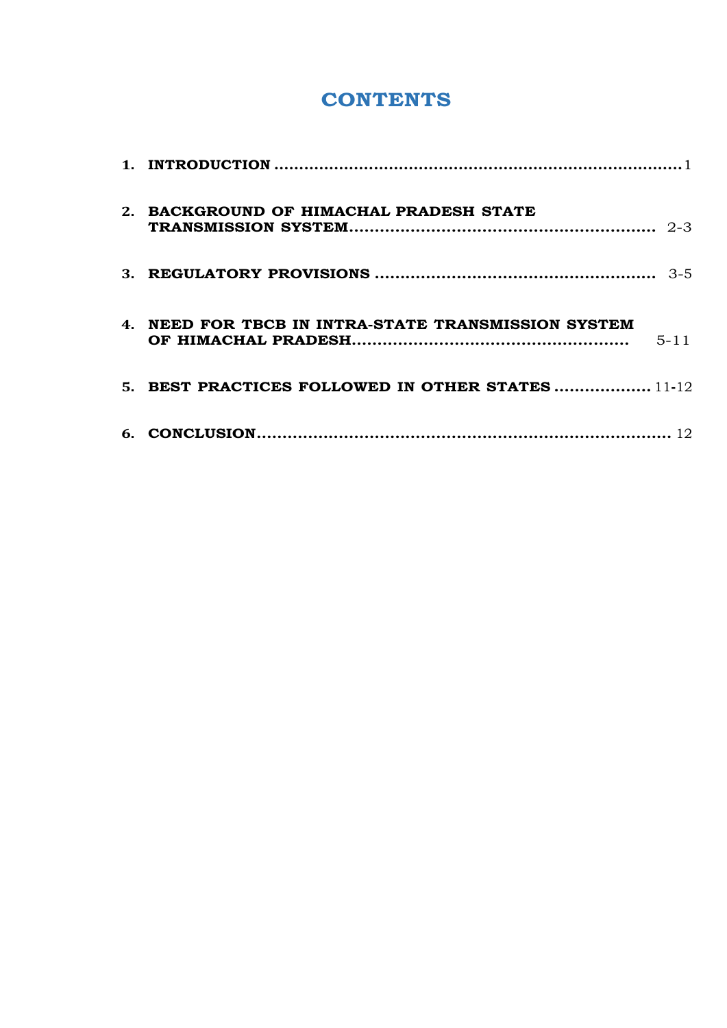# CONTENTS

| | | |
|---|---|---|
| 1. | INTRODUCTION | 1 |
| 2. | BACKGROUND OF HIMACHAL PRADESH STATE TRANSMISSION SYSTEM | 2-3 |
| 3. | REGULATORY PROVISIONS | 3-5 |
| 4. | NEED FOR TBCB IN INTRA-STATE TRANSMISSION SYSTEM OF HIMACHAL PRADESH | 5-11 |
| 5. | BEST PRACTICES FOLLOWED IN OTHER STATES | 11-12 |
| 6. | CONCLUSION | 12 |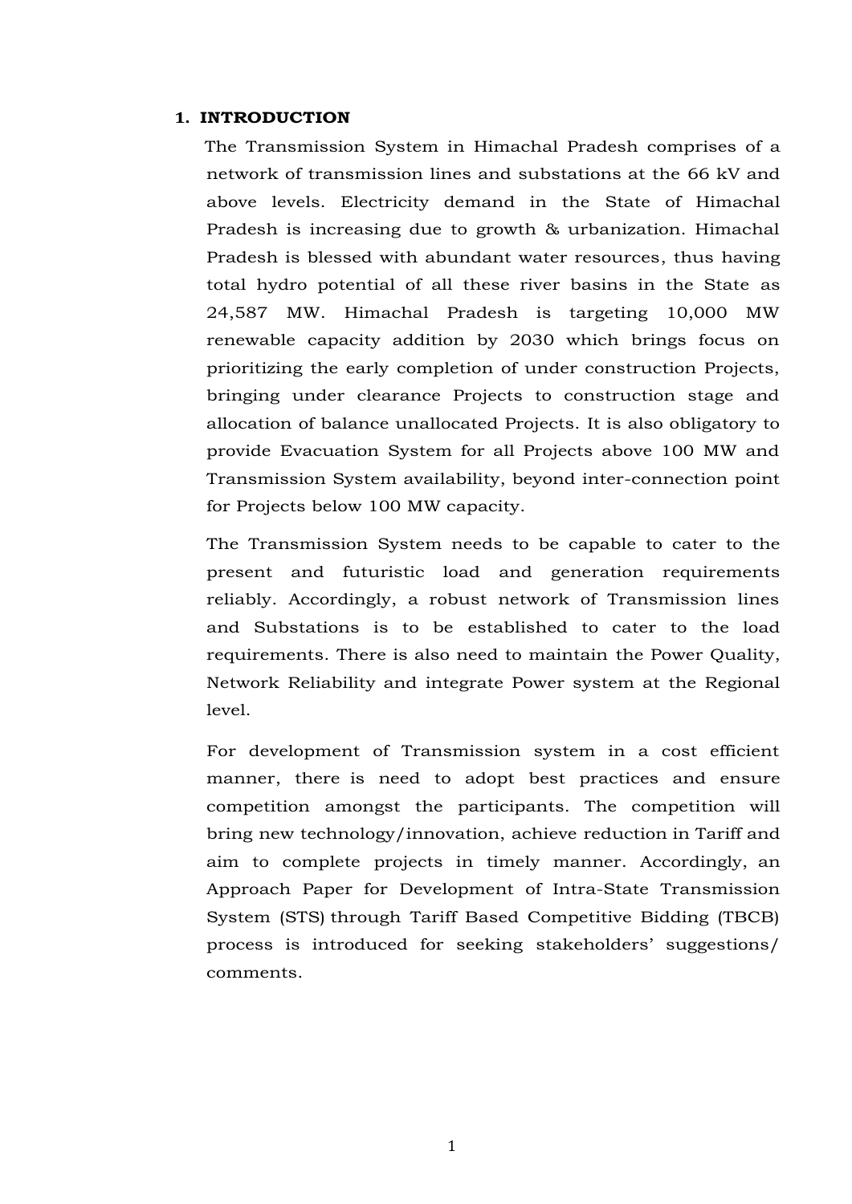## 1. INTRODUCTION

The Transmission System in Himachal Pradesh comprises of a network of transmission lines and substations at the 66 kV and above levels. Electricity demand in the State of Himachal Pradesh is increasing due to growth & urbanization. Himachal Pradesh is blessed with abundant water resources, thus having total hydro potential of all these river basins in the State as 24,587 MW. Himachal Pradesh is targeting 10,000 MW renewable capacity addition by 2030 which brings focus on prioritizing the early completion of under construction Projects, bringing under clearance Projects to construction stage and allocation of balance unallocated Projects. It is also obligatory to provide Evacuation System for all Projects above 100 MW and Transmission System availability, beyond inter-connection point for Projects below 100 MW capacity.

The Transmission System needs to be capable to cater to the present and futuristic load and generation requirements reliably. Accordingly, a robust network of Transmission lines and Substations is to be established to cater to the load requirements. There is also need to maintain the Power Quality, Network Reliability and integrate Power system at the Regional level.

For development of Transmission system in a cost efficient manner, there is need to adopt best practices and ensure competition amongst the participants. The competition will bring new technology/innovation, achieve reduction in Tariff and aim to complete projects in timely manner. Accordingly, an Approach Paper for Development of Intra-State Transmission System (STS) through Tariff Based Competitive Bidding (TBCB) process is introduced for seeking stakeholders' suggestions/ comments.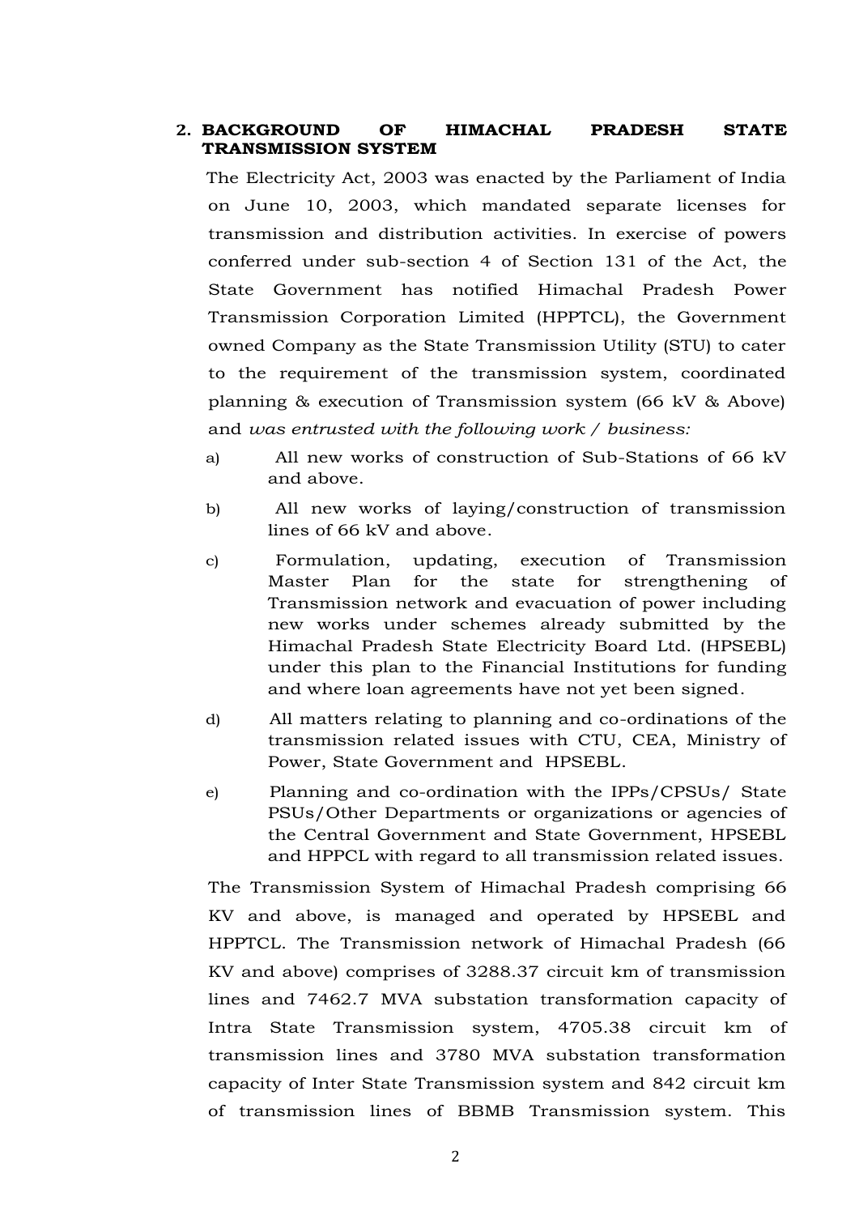## 2. BACKGROUND OF HIMACHAL PRADESH STATE TRANSMISSION SYSTEM

The Electricity Act, 2003 was enacted by the Parliament of India on June 10, 2003, which mandated separate licenses for transmission and distribution activities. In exercise of powers conferred under sub-section 4 of Section 131 of the Act, the State Government has notified Himachal Pradesh Power Transmission Corporation Limited (HPPTCL), the Government owned Company as the State Transmission Utility (STU) to cater to the requirement of the transmission system, coordinated planning & execution of Transmission system (66 kV & Above) and *was entrusted with the following work / business:*

a) All new works of construction of Sub-Stations of 66 kV and above.

b) All new works of laying/construction of transmission lines of 66 kV and above.

c) Formulation, updating, execution of Transmission Master Plan for the state for strengthening of Transmission network and evacuation of power including new works under schemes already submitted by the Himachal Pradesh State Electricity Board Ltd. (HPSEBL) under this plan to the Financial Institutions for funding and where loan agreements have not yet been signed.

d) All matters relating to planning and co-ordinations of the transmission related issues with CTU, CEA, Ministry of Power, State Government and HPSEBL.

e) Planning and co-ordination with the IPPs/CPSUs/ State PSUs/Other Departments or organizations or agencies of the Central Government and State Government, HPSEBL and HPPCL with regard to all transmission related issues.

The Transmission System of Himachal Pradesh comprising 66 KV and above, is managed and operated by HPSEBL and HPPTCL. The Transmission network of Himachal Pradesh (66 KV and above) comprises of 3288.37 circuit km of transmission lines and 7462.7 MVA substation transformation capacity of Intra State Transmission system, 4705.38 circuit km of transmission lines and 3780 MVA substation transformation capacity of Inter State Transmission system and 842 circuit km of transmission lines of BBMB Transmission system. This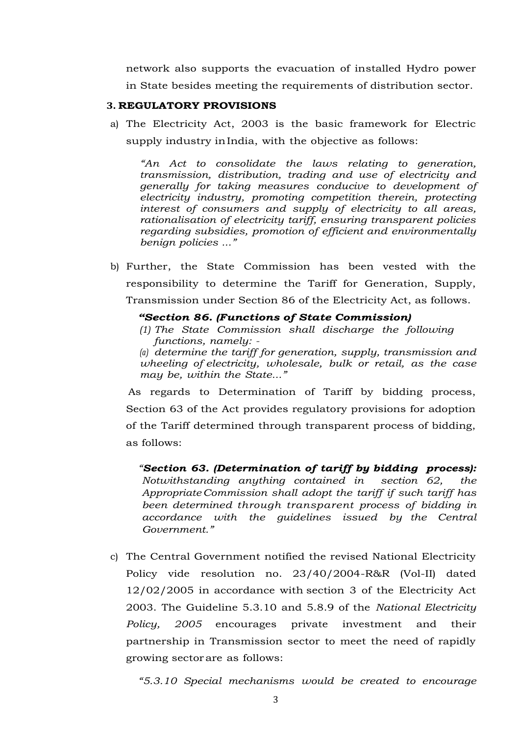network also supports the evacuation of installed Hydro power in State besides meeting the requirements of distribution sector.

### 3. REGULATORY PROVISIONS

a) The Electricity Act, 2003 is the basic framework for Electric supply industry in India, with the objective as follows:

> *"An Act to consolidate the laws relating to generation, transmission, distribution, trading and use of electricity and generally for taking measures conducive to development of electricity industry, promoting competition therein, protecting interest of consumers and supply of electricity to all areas, rationalisation of electricity tariff, ensuring transparent policies regarding subsidies, promotion of efficient and environmentally benign policies ..."*

b) Further, the State Commission has been vested with the responsibility to determine the Tariff for Generation, Supply, Transmission under Section 86 of the Electricity Act, as follows.

> ***"Section 86. (Functions of State Commission)***
> *(1) The State Commission shall discharge the following functions, namely: -*
> *(a) determine the tariff for generation, supply, transmission and wheeling of electricity, wholesale, bulk or retail, as the case may be, within the State..."*

As regards to Determination of Tariff by bidding process, Section 63 of the Act provides regulatory provisions for adoption of the Tariff determined through transparent process of bidding, as follows:

> *"**Section 63. (Determination of tariff by bidding process):** Notwithstanding anything contained in section 62, the Appropriate Commission shall adopt the tariff if such tariff has been determined through transparent process of bidding in accordance with the guidelines issued by the Central Government."*

c) The Central Government notified the revised National Electricity Policy vide resolution no. 23/40/2004-R&R (Vol-II) dated 12/02/2005 in accordance with section 3 of the Electricity Act 2003. The Guideline 5.3.10 and 5.8.9 of the *National Electricity Policy, 2005* encourages private investment and their partnership in Transmission sector to meet the need of rapidly growing sector are as follows:

> *"5.3.10 Special mechanisms would be created to encourage*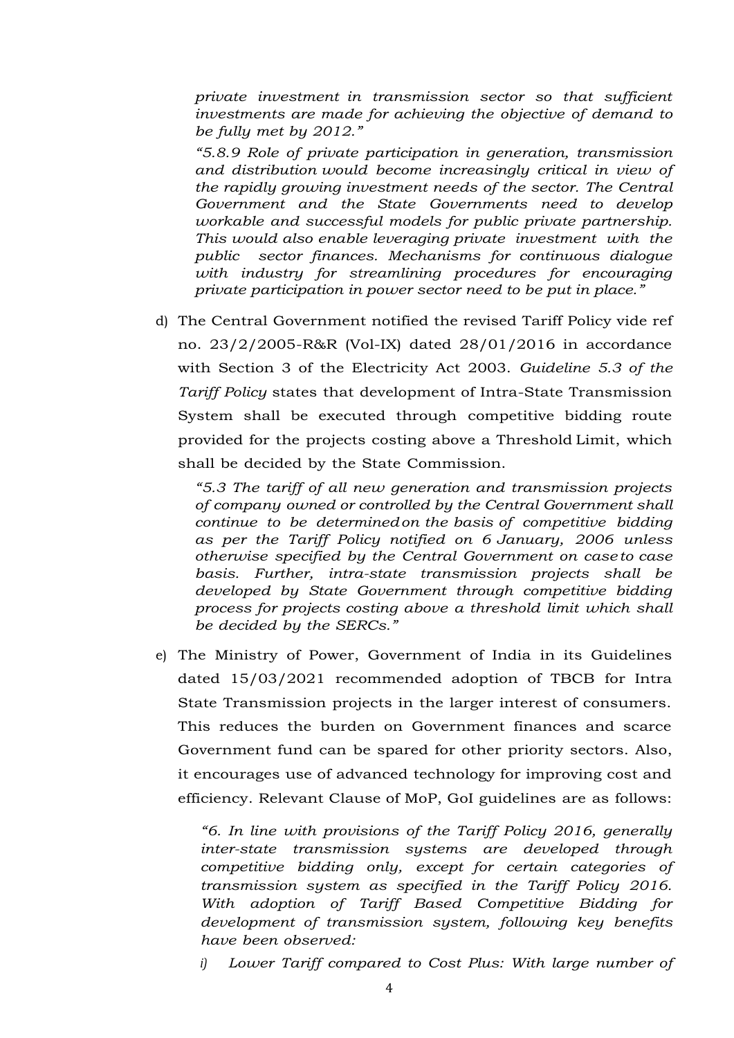*private investment in transmission sector so that sufficient investments are made for achieving the objective of demand to be fully met by 2012."*

*"5.8.9 Role of private participation in generation, transmission and distribution would become increasingly critical in view of the rapidly growing investment needs of the sector. The Central Government and the State Governments need to develop workable and successful models for public private partnership. This would also enable leveraging private investment with the public sector finances. Mechanisms for continuous dialogue with industry for streamlining procedures for encouraging private participation in power sector need to be put in place."*

d) The Central Government notified the revised Tariff Policy vide ref no. 23/2/2005-R&R (Vol-IX) dated 28/01/2016 in accordance with Section 3 of the Electricity Act 2003. *Guideline 5.3 of the Tariff Policy* states that development of Intra-State Transmission System shall be executed through competitive bidding route provided for the projects costing above a Threshold Limit, which shall be decided by the State Commission.

*"5.3 The tariff of all new generation and transmission projects of company owned or controlled by the Central Government shall continue to be determined on the basis of competitive bidding as per the Tariff Policy notified on 6 January, 2006 unless otherwise specified by the Central Government on case to case basis. Further, intra-state transmission projects shall be developed by State Government through competitive bidding process for projects costing above a threshold limit which shall be decided by the SERCs."*

e) The Ministry of Power, Government of India in its Guidelines dated 15/03/2021 recommended adoption of TBCB for Intra State Transmission projects in the larger interest of consumers. This reduces the burden on Government finances and scarce Government fund can be spared for other priority sectors. Also, it encourages use of advanced technology for improving cost and efficiency. Relevant Clause of MoP, GoI guidelines are as follows:

*"6. In line with provisions of the Tariff Policy 2016, generally inter-state transmission systems are developed through competitive bidding only, except for certain categories of transmission system as specified in the Tariff Policy 2016. With adoption of Tariff Based Competitive Bidding for development of transmission system, following key benefits have been observed:*

*i) Lower Tariff compared to Cost Plus: With large number of*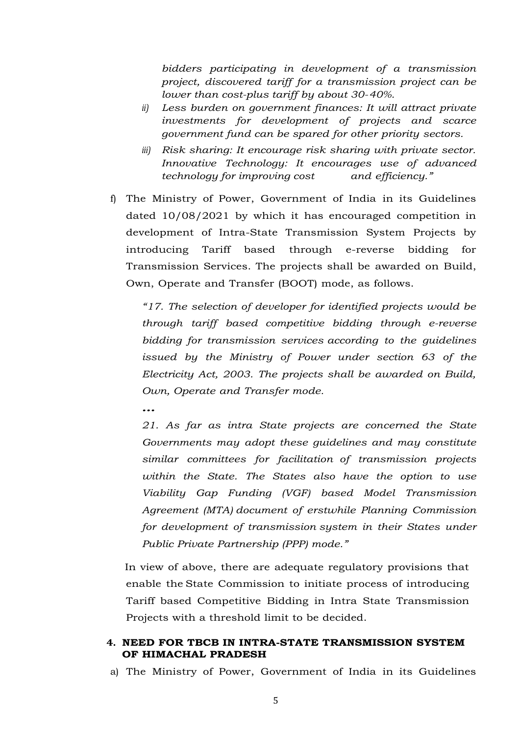*bidders participating in development of a transmission project, discovered tariff for a transmission project can be lower than cost-plus tariff by about 30-40%.*

ii) *Less burden on government finances: It will attract private investments for development of projects and scarce government fund can be spared for other priority sectors.*

iii) *Risk sharing: It encourage risk sharing with private sector. Innovative Technology: It encourages use of advanced technology for improving cost and efficiency."*

f) The Ministry of Power, Government of India in its Guidelines dated 10/08/2021 by which it has encouraged competition in development of Intra-State Transmission System Projects by introducing Tariff based through e-reverse bidding for Transmission Services. The projects shall be awarded on Build, Own, Operate and Transfer (BOOT) mode, as follows.

*"17. The selection of developer for identified projects would be through tariff based competitive bidding through e-reverse bidding for transmission services according to the guidelines issued by the Ministry of Power under section 63 of the Electricity Act, 2003. The projects shall be awarded on Build, Own, Operate and Transfer mode.*

***...***

*21. As far as intra State projects are concerned the State Governments may adopt these guidelines and may constitute similar committees for facilitation of transmission projects within the State. The States also have the option to use Viability Gap Funding (VGF) based Model Transmission Agreement (MTA) document of erstwhile Planning Commission for development of transmission system in their States under Public Private Partnership (PPP) mode."*

In view of above, there are adequate regulatory provisions that enable the State Commission to initiate process of introducing Tariff based Competitive Bidding in Intra State Transmission Projects with a threshold limit to be decided.

## 4. NEED FOR TBCB IN INTRA-STATE TRANSMISSION SYSTEM OF HIMACHAL PRADESH

a) The Ministry of Power, Government of India in its Guidelines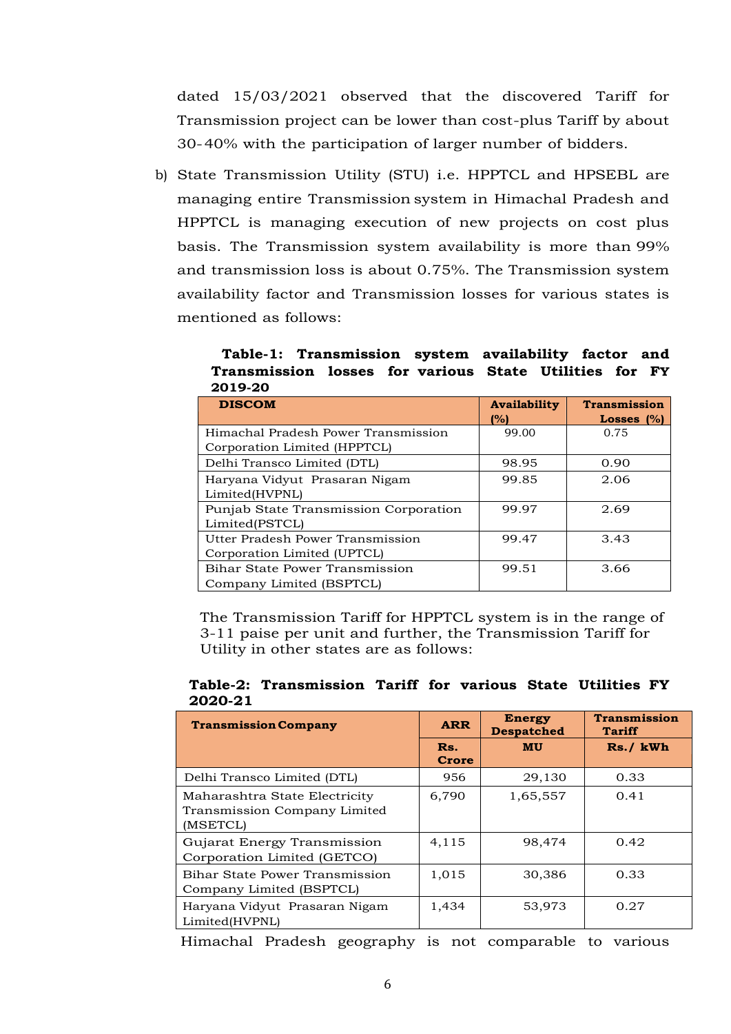dated 15/03/2021 observed that the discovered Tariff for Transmission project can be lower than cost-plus Tariff by about 30-40% with the participation of larger number of bidders.

b) State Transmission Utility (STU) i.e. HPPTCL and HPSEBL are managing entire Transmission system in Himachal Pradesh and HPPTCL is managing execution of new projects on cost plus basis. The Transmission system availability is more than 99% and transmission loss is about 0.75%. The Transmission system availability factor and Transmission losses for various states is mentioned as follows:

**Table-1: Transmission system availability factor and Transmission losses for various State Utilities for FY 2019-20**

| DISCOM | Availability (%) | Transmission Losses (%) |
|---|---|---|
| Himachal Pradesh Power Transmission Corporation Limited (HPPTCL) | 99.00 | 0.75 |
| Delhi Transco Limited (DTL) | 98.95 | 0.90 |
| Haryana Vidyut Prasaran Nigam Limited(HVPNL) | 99.85 | 2.06 |
| Punjab State Transmission Corporation Limited(PSTCL) | 99.97 | 2.69 |
| Utter Pradesh Power Transmission Corporation Limited (UPTCL) | 99.47 | 3.43 |
| Bihar State Power Transmission Company Limited (BSPTCL) | 99.51 | 3.66 |

The Transmission Tariff for HPPTCL system is in the range of 3-11 paise per unit and further, the Transmission Tariff for Utility in other states are as follows:

**Table-2: Transmission Tariff for various State Utilities FY 2020-21**

| Transmission Company | ARR | Energy Despatched | Transmission Tariff |
|---|---|---|---|
| | Rs. Crore | MU | Rs./ kWh |
| Delhi Transco Limited (DTL) | 956 | 29,130 | 0.33 |
| Maharashtra State Electricity Transmission Company Limited (MSETCL) | 6,790 | 1,65,557 | 0.41 |
| Gujarat Energy Transmission Corporation Limited (GETCO) | 4,115 | 98,474 | 0.42 |
| Bihar State Power Transmission Company Limited (BSPTCL) | 1,015 | 30,386 | 0.33 |
| Haryana Vidyut Prasaran Nigam Limited(HVPNL) | 1,434 | 53,973 | 0.27 |

Himachal Pradesh geography is not comparable to various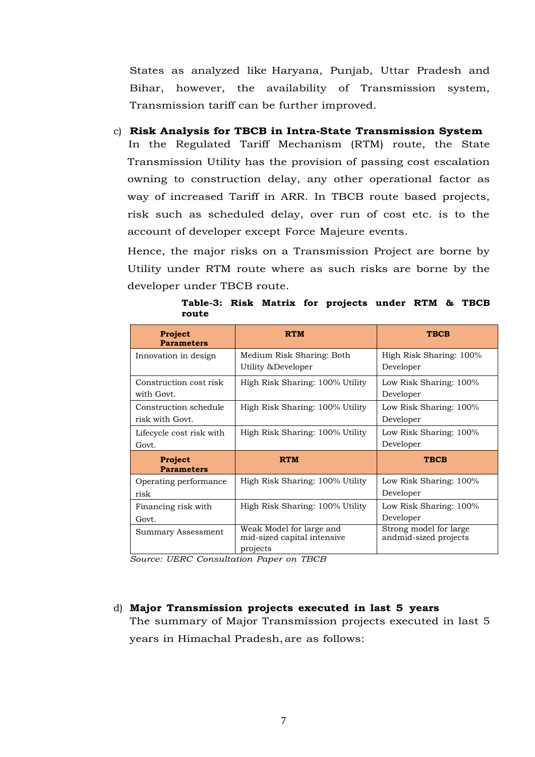States as analyzed like Haryana, Punjab, Uttar Pradesh and Bihar, however, the availability of Transmission system, Transmission tariff can be further improved.

c) **Risk Analysis for TBCB in Intra-State Transmission System**

In the Regulated Tariff Mechanism (RTM) route, the State Transmission Utility has the provision of passing cost escalation owning to construction delay, any other operational factor as way of increased Tariff in ARR. In TBCB route based projects, risk such as scheduled delay, over run of cost etc. is to the account of developer except Force Majeure events.

Hence, the major risks on a Transmission Project are borne by Utility under RTM route where as such risks are borne by the developer under TBCB route.

**Table-3: Risk Matrix for projects under RTM & TBCB route**

| Project Parameters | RTM | TBCB |
|---|---|---|
| Innovation in design | Medium Risk Sharing: Both Utility &Developer | High Risk Sharing: 100% Developer |
| Construction cost risk with Govt. | High Risk Sharing: 100% Utility | Low Risk Sharing: 100% Developer |
| Construction schedule risk with Govt. | High Risk Sharing: 100% Utility | Low Risk Sharing: 100% Developer |
| Lifecycle cost risk with Govt. | High Risk Sharing: 100% Utility | Low Risk Sharing: 100% Developer |
| **Project Parameters** | **RTM** | **TBCB** |
| Operating performance risk | High Risk Sharing: 100% Utility | Low Risk Sharing: 100% Developer |
| Financing risk with Govt. | High Risk Sharing: 100% Utility | Low Risk Sharing: 100% Developer |
| Summary Assessment | Weak Model for large and mid-sized capital intensive projects | Strong model for large andmid-sized projects |

*Source: UERC Consultation Paper on TBCB*

d) **Major Transmission projects executed in last 5 years**

The summary of Major Transmission projects executed in last 5 years in Himachal Pradesh, are as follows: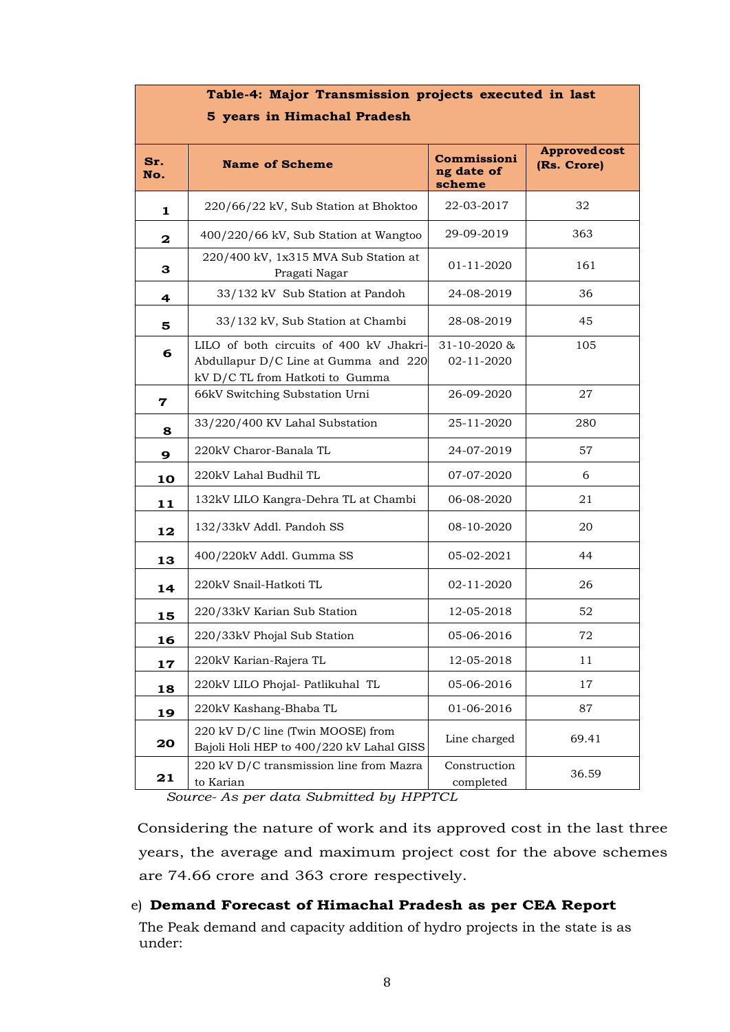| Table-4: Major Transmission projects executed in last 5 years in Himachal Pradesh | | | |
|---|---|---|---|
| **Sr. No.** | **Name of Scheme** | **Commissioning date of scheme** | **Approved cost (Rs. Crore)** |
| 1 | 220/66/22 kV, Sub Station at Bhoktoo | 22-03-2017 | 32 |
| 2 | 400/220/66 kV, Sub Station at Wangtoo | 29-09-2019 | 363 |
| 3 | 220/400 kV, 1x315 MVA Sub Station at Pragati Nagar | 01-11-2020 | 161 |
| 4 | 33/132 kV Sub Station at Pandoh | 24-08-2019 | 36 |
| 5 | 33/132 kV, Sub Station at Chambi | 28-08-2019 | 45 |
| 6 | LILO of both circuits of 400 kV Jhakri-Abdullapur D/C Line at Gumma and 220 kV D/C TL from Hatkoti to Gumma | 31-10-2020 & 02-11-2020 | 105 |
| 7 | 66kV Switching Substation Urni | 26-09-2020 | 27 |
| 8 | 33/220/400 KV Lahal Substation | 25-11-2020 | 280 |
| 9 | 220kV Charor-Banala TL | 24-07-2019 | 57 |
| 10 | 220kV Lahal Budhil TL | 07-07-2020 | 6 |
| 11 | 132kV LILO Kangra-Dehra TL at Chambi | 06-08-2020 | 21 |
| 12 | 132/33kV Addl. Pandoh SS | 08-10-2020 | 20 |
| 13 | 400/220kV Addl. Gumma SS | 05-02-2021 | 44 |
| 14 | 220kV Snail-Hatkoti TL | 02-11-2020 | 26 |
| 15 | 220/33kV Karian Sub Station | 12-05-2018 | 52 |
| 16 | 220/33kV Phojal Sub Station | 05-06-2016 | 72 |
| 17 | 220kV Karian-Rajera TL | 12-05-2018 | 11 |
| 18 | 220kV LILO Phojal- Patlikuhal TL | 05-06-2016 | 17 |
| 19 | 220kV Kashang-Bhaba TL | 01-06-2016 | 87 |
| 20 | 220 kV D/C line (Twin MOOSE) from Bajoli Holi HEP to 400/220 kV Lahal GISS | Line charged | 69.41 |
| 21 | 220 kV D/C transmission line from Mazra to Karian | Construction completed | 36.59 |

*Source- As per data Submitted by HPPTCL*

Considering the nature of work and its approved cost in the last three years, the average and maximum project cost for the above schemes are 74.66 crore and 363 crore respectively.

e) **Demand Forecast of Himachal Pradesh as per CEA Report**

The Peak demand and capacity addition of hydro projects in the state is as under: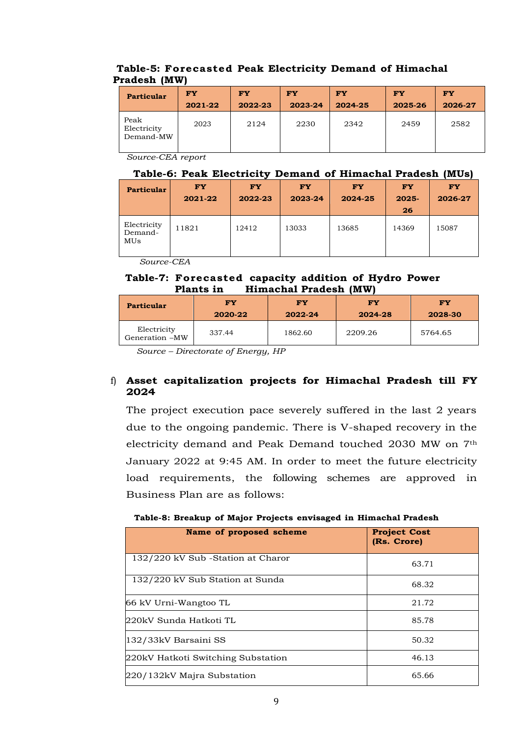**Table-5: Forecasted Peak Electricity Demand of Himachal Pradesh (MW)**

| Particular | FY 2021-22 | FY 2022-23 | FY 2023-24 | FY 2024-25 | FY 2025-26 | FY 2026-27 |
|---|---|---|---|---|---|---|
| Peak Electricity Demand-MW | 2023 | 2124 | 2230 | 2342 | 2459 | 2582 |

*Source-CEA report*

**Table-6: Peak Electricity Demand of Himachal Pradesh (MUs)**

| Particular | FY 2021-22 | FY 2022-23 | FY 2023-24 | FY 2024-25 | FY 2025-26 | FY 2026-27 |
|---|---|---|---|---|---|---|
| Electricity Demand-MUs | 11821 | 12412 | 13033 | 13685 | 14369 | 15087 |

*Source-CEA*

**Table-7: Forecasted capacity addition of Hydro Power Plants in Himachal Pradesh (MW)**

| Particular | FY 2020-22 | FY 2022-24 | FY 2024-28 | FY 2028-30 |
|---|---|---|---|---|
| Electricity Generation –MW | 337.44 | 1862.60 | 2209.26 | 5764.65 |

*Source – Directorate of Energy, HP*

f) **Asset capitalization projects for Himachal Pradesh till FY 2024**

The project execution pace severely suffered in the last 2 years due to the ongoing pandemic. There is V-shaped recovery in the electricity demand and Peak Demand touched 2030 MW on 7th January 2022 at 9:45 AM. In order to meet the future electricity load requirements, the following schemes are approved in Business Plan are as follows:

**Table-8: Breakup of Major Projects envisaged in Himachal Pradesh**

| Name of proposed scheme | Project Cost (Rs. Crore) |
|---|---|
| 132/220 kV Sub -Station at Charor | 63.71 |
| 132/220 kV Sub Station at Sunda | 68.32 |
| 66 kV Urni-Wangtoo TL | 21.72 |
| 220kV Sunda Hatkoti TL | 85.78 |
| 132/33kV Barsaini SS | 50.32 |
| 220kV Hatkoti Switching Substation | 46.13 |
| 220/132kV Majra Substation | 65.66 |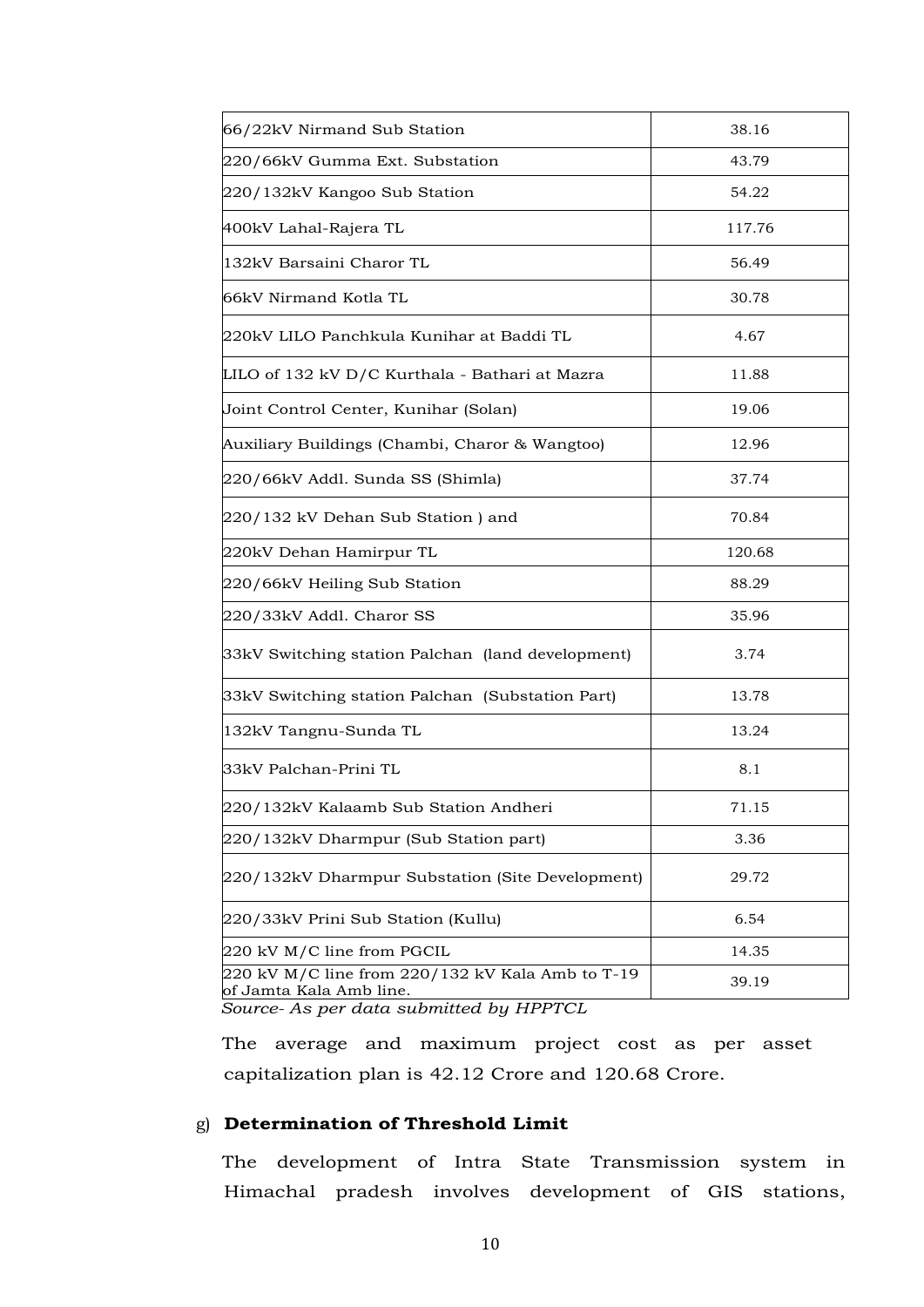| | |
|---|---|
| 66/22kV Nirmand Sub Station | 38.16 |
| 220/66kV Gumma Ext. Substation | 43.79 |
| 220/132kV Kangoo Sub Station | 54.22 |
| 400kV Lahal-Rajera TL | 117.76 |
| 132kV Barsaini Charor TL | 56.49 |
| 66kV Nirmand Kotla TL | 30.78 |
| 220kV LILO Panchkula Kunihar at Baddi TL | 4.67 |
| LILO of 132 kV D/C Kurthala - Bathari at Mazra | 11.88 |
| Joint Control Center, Kunihar (Solan) | 19.06 |
| Auxiliary Buildings (Chambi, Charor & Wangtoo) | 12.96 |
| 220/66kV Addl. Sunda SS (Shimla) | 37.74 |
| 220/132 kV Dehan Sub Station ) and | 70.84 |
| 220kV Dehan Hamirpur TL | 120.68 |
| 220/66kV Heiling Sub Station | 88.29 |
| 220/33kV Addl. Charor SS | 35.96 |
| 33kV Switching station Palchan (land development) | 3.74 |
| 33kV Switching station Palchan (Substation Part) | 13.78 |
| 132kV Tangnu-Sunda TL | 13.24 |
| 33kV Palchan-Prini TL | 8.1 |
| 220/132kV Kalaamb Sub Station Andheri | 71.15 |
| 220/132kV Dharmpur (Sub Station part) | 3.36 |
| 220/132kV Dharmpur Substation (Site Development) | 29.72 |
| 220/33kV Prini Sub Station (Kullu) | 6.54 |
| 220 kV M/C line from PGCIL | 14.35 |
| 220 kV M/C line from 220/132 kV Kala Amb to T-19 of Jamta Kala Amb line. | 39.19 |

*Source- As per data submitted by HPPTCL*

The average and maximum project cost as per asset capitalization plan is 42.12 Crore and 120.68 Crore.

g) **Determination of Threshold Limit**

The development of Intra State Transmission system in Himachal pradesh involves development of GIS stations,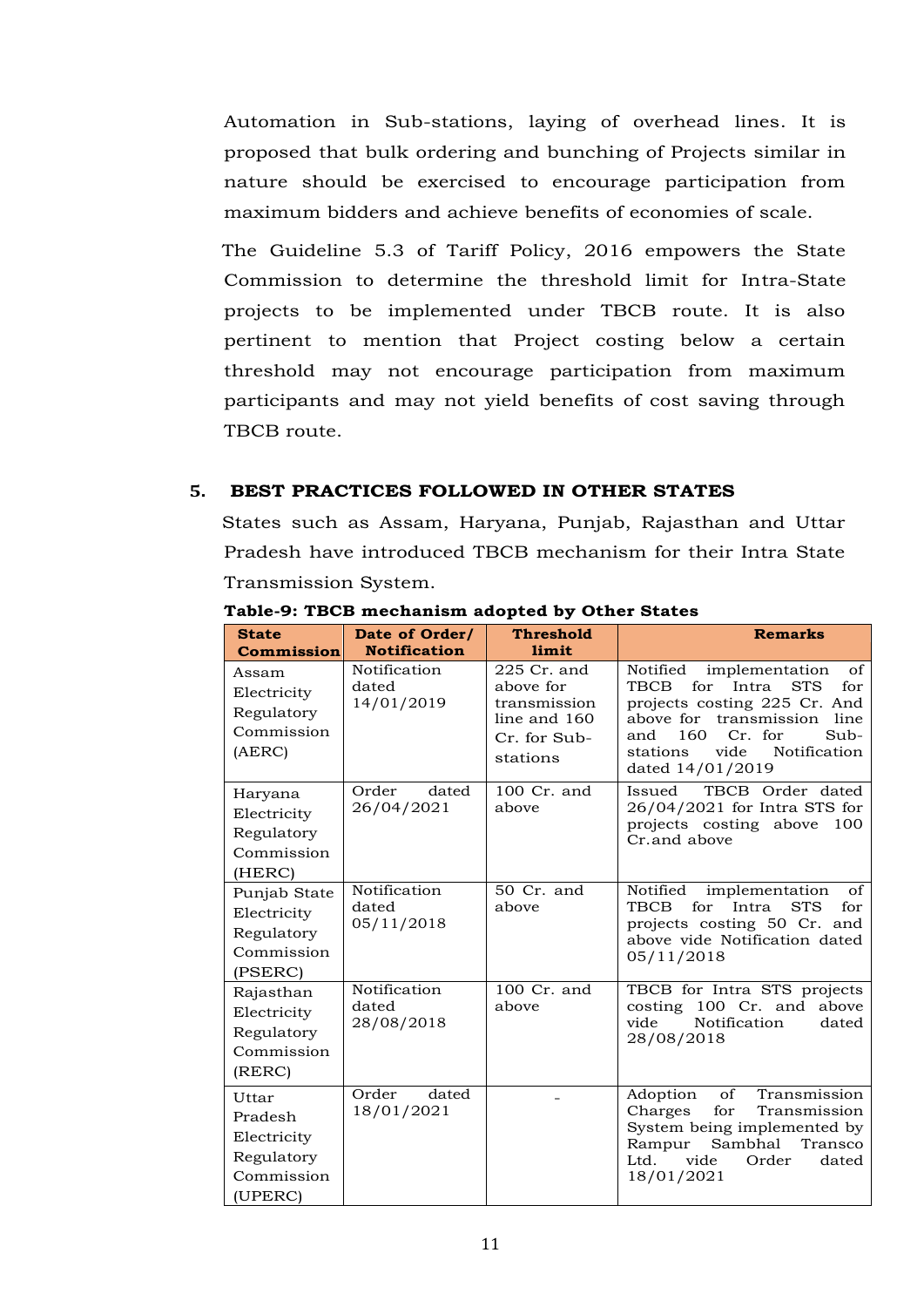Automation in Sub-stations, laying of overhead lines. It is proposed that bulk ordering and bunching of Projects similar in nature should be exercised to encourage participation from maximum bidders and achieve benefits of economies of scale.

The Guideline 5.3 of Tariff Policy, 2016 empowers the State Commission to determine the threshold limit for Intra-State projects to be implemented under TBCB route. It is also pertinent to mention that Project costing below a certain threshold may not encourage participation from maximum participants and may not yield benefits of cost saving through TBCB route.

## 5. BEST PRACTICES FOLLOWED IN OTHER STATES

States such as Assam, Haryana, Punjab, Rajasthan and Uttar Pradesh have introduced TBCB mechanism for their Intra State Transmission System.

**Table-9: TBCB mechanism adopted by Other States**

| State Commission | Date of Order/ Notification | Threshold limit | Remarks |
|---|---|---|---|
| Assam Electricity Regulatory Commission (AERC) | Notification dated 14/01/2019 | 225 Cr. and above for transmission line and 160 Cr. for Sub-stations | Notified implementation of TBCB for Intra STS for projects costing 225 Cr. And above for transmission line and 160 Cr. for Sub-stations vide Notification dated 14/01/2019 |
| Haryana Electricity Regulatory Commission (HERC) | Order dated 26/04/2021 | 100 Cr. and above | Issued TBCB Order dated 26/04/2021 for Intra STS for projects costing above 100 Cr.and above |
| Punjab State Electricity Regulatory Commission (PSERC) | Notification dated 05/11/2018 | 50 Cr. and above | Notified implementation of TBCB for Intra STS for projects costing 50 Cr. and above vide Notification dated 05/11/2018 |
| Rajasthan Electricity Regulatory Commission (RERC) | Notification dated 28/08/2018 | 100 Cr. and above | TBCB for Intra STS projects costing 100 Cr. and above vide Notification dated 28/08/2018 |
| Uttar Pradesh Electricity Regulatory Commission (UPERC) | Order dated 18/01/2021 | - | Adoption of Transmission Charges for Transmission System being implemented by Rampur Sambhal Transco Ltd. vide Order dated 18/01/2021 |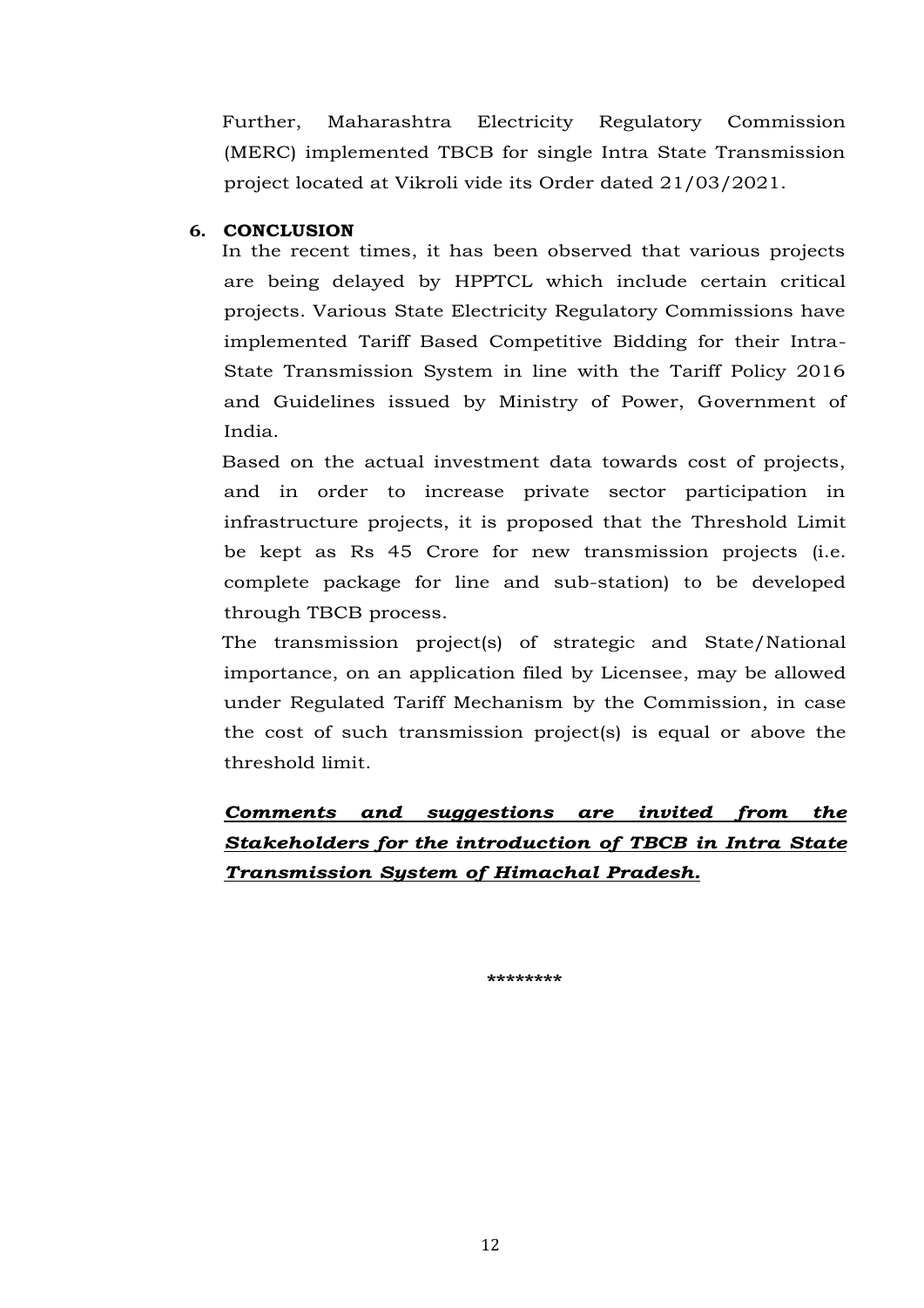Further, Maharashtra Electricity Regulatory Commission (MERC) implemented TBCB for single Intra State Transmission project located at Vikroli vide its Order dated 21/03/2021.

## 6. CONCLUSION

In the recent times, it has been observed that various projects are being delayed by HPPTCL which include certain critical projects. Various State Electricity Regulatory Commissions have implemented Tariff Based Competitive Bidding for their Intra-State Transmission System in line with the Tariff Policy 2016 and Guidelines issued by Ministry of Power, Government of India.

Based on the actual investment data towards cost of projects, and in order to increase private sector participation in infrastructure projects, it is proposed that the Threshold Limit be kept as Rs 45 Crore for new transmission projects (i.e. complete package for line and sub-station) to be developed through TBCB process.

The transmission project(s) of strategic and State/National importance, on an application filed by Licensee, may be allowed under Regulated Tariff Mechanism by the Commission, in case the cost of such transmission project(s) is equal or above the threshold limit.

***<u>Comments and suggestions are invited from the Stakeholders for the introduction of TBCB in Intra State Transmission System of Himachal Pradesh.</u>***

********